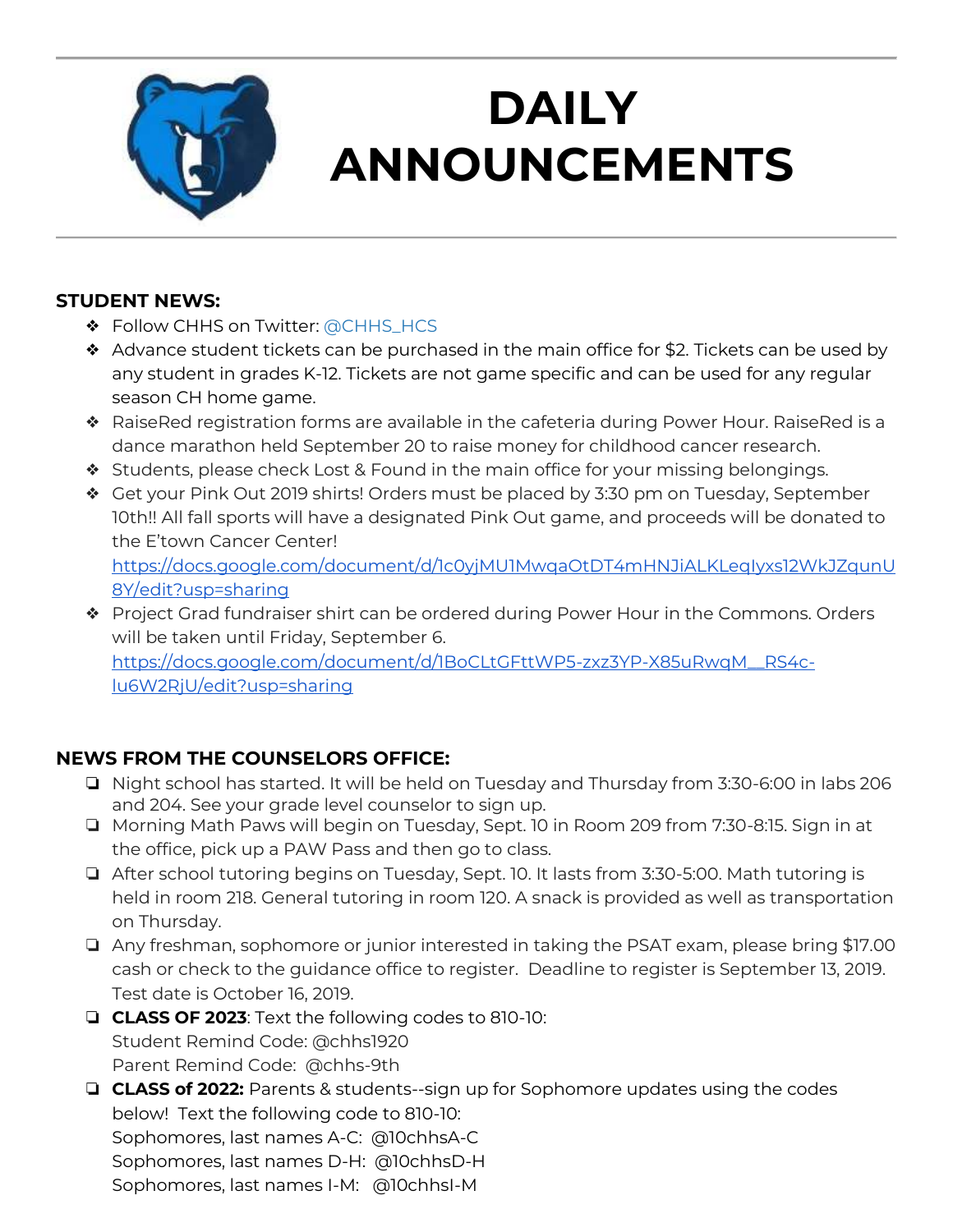# DAILY ANNOUNCEMENTS

**STUDENT NEWS:**

- Follow CHHS on Twitter: @CHHS_HCS
- Advance student tickets can be purchased in the main office for $2. Tickets can be used by any student in grades K-12. Tickets are not game specific and can be used for any regular season CH home game.
- RaiseRed registration forms are available in the cafeteria during Power Hour. RaiseRed is a dance marathon held September 20 to raise money for childhood cancer research.
- Students, please check Lost & Found in the main office for your missing belongings.
- Get your Pink Out 2019 shirts! Orders must be placed by 3:30 pm on Tuesday, September 10th!! All fall sports will have a designated Pink Out game, and proceeds will be donated to the E'town Cancer Center! https://docs.google.com/document/d/1c0yjMU1MwqaOtDT4mHNJiALKLeqIyxs12WkJZqunU8Y/edit?usp=sharing
- Project Grad fundraiser shirt can be ordered during Power Hour in the Commons. Orders will be taken until Friday, September 6. https://docs.google.com/document/d/1BoCLtGFttWP5-zxz3YP-X85uRwqM__RS4c-lu6W2RjU/edit?usp=sharing

**NEWS FROM THE COUNSELORS OFFICE:**

- Night school has started. It will be held on Tuesday and Thursday from 3:30-6:00 in labs 206 and 204. See your grade level counselor to sign up.
- Morning Math Paws will begin on Tuesday, Sept. 10 in Room 209 from 7:30-8:15. Sign in at the office, pick up a PAW Pass and then go to class.
- After school tutoring begins on Tuesday, Sept. 10. It lasts from 3:30-5:00. Math tutoring is held in room 218. General tutoring in room 120. A snack is provided as well as transportation on Thursday.
- Any freshman, sophomore or junior interested in taking the PSAT exam, please bring $17.00 cash or check to the guidance office to register. Deadline to register is September 13, 2019. Test date is October 16, 2019.
- **CLASS OF 2023**: Text the following codes to 810-10:
  Student Remind Code: @chhs1920
  Parent Remind Code: @chhs-9th
- **CLASS of 2022:** Parents & students--sign up for Sophomore updates using the codes below! Text the following code to 810-10:
  Sophomores, last names A-C: @10chhsA-C
  Sophomores, last names D-H: @10chhsD-H
  Sophomores, last names I-M: @10chhsI-M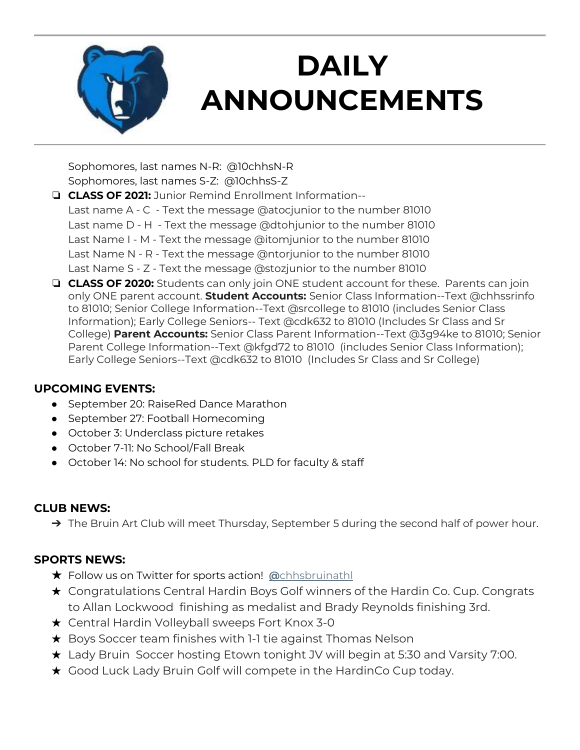# DAILY ANNOUNCEMENTS

Sophomores, last names N-R: @10chhsN-R
Sophomores, last names S-Z: @10chhsS-Z

- **CLASS OF 2021:** Junior Remind Enrollment Information--
  Last name A - C - Text the message @atocjunior to the number 81010
  Last name D - H - Text the message @dtohjunior to the number 81010
  Last Name I - M - Text the message @itomjunior to the number 81010
  Last Name N - R - Text the message @ntorjunior to the number 81010
  Last Name S - Z - Text the message @stozjunior to the number 81010
- **CLASS OF 2020:** Students can only join ONE student account for these. Parents can join only ONE parent account. **Student Accounts:** Senior Class Information--Text @chhssrinfo to 81010; Senior College Information--Text @srcollege to 81010 (includes Senior Class Information); Early College Seniors-- Text @cdk632 to 81010 (Includes Sr Class and Sr College) **Parent Accounts:** Senior Class Parent Information--Text @3g94ke to 81010; Senior Parent College Information--Text @kfgd72 to 81010 (includes Senior Class Information); Early College Seniors--Text @cdk632 to 81010 (Includes Sr Class and Sr College)

## UPCOMING EVENTS:

- September 20: RaiseRed Dance Marathon
- September 27: Football Homecoming
- October 3: Underclass picture retakes
- October 7-11: No School/Fall Break
- October 14: No school for students. PLD for faculty & staff

## CLUB NEWS:

- The Bruin Art Club will meet Thursday, September 5 during the second half of power hour.

## SPORTS NEWS:

- Follow us on Twitter for sports action! @chhsbruinathl
- Congratulations Central Hardin Boys Golf winners of the Hardin Co. Cup. Congrats to Allan Lockwood finishing as medalist and Brady Reynolds finishing 3rd.
- Central Hardin Volleyball sweeps Fort Knox 3-0
- Boys Soccer team finishes with 1-1 tie against Thomas Nelson
- Lady Bruin Soccer hosting Etown tonight JV will begin at 5:30 and Varsity 7:00.
- Good Luck Lady Bruin Golf will compete in the HardinCo Cup today.